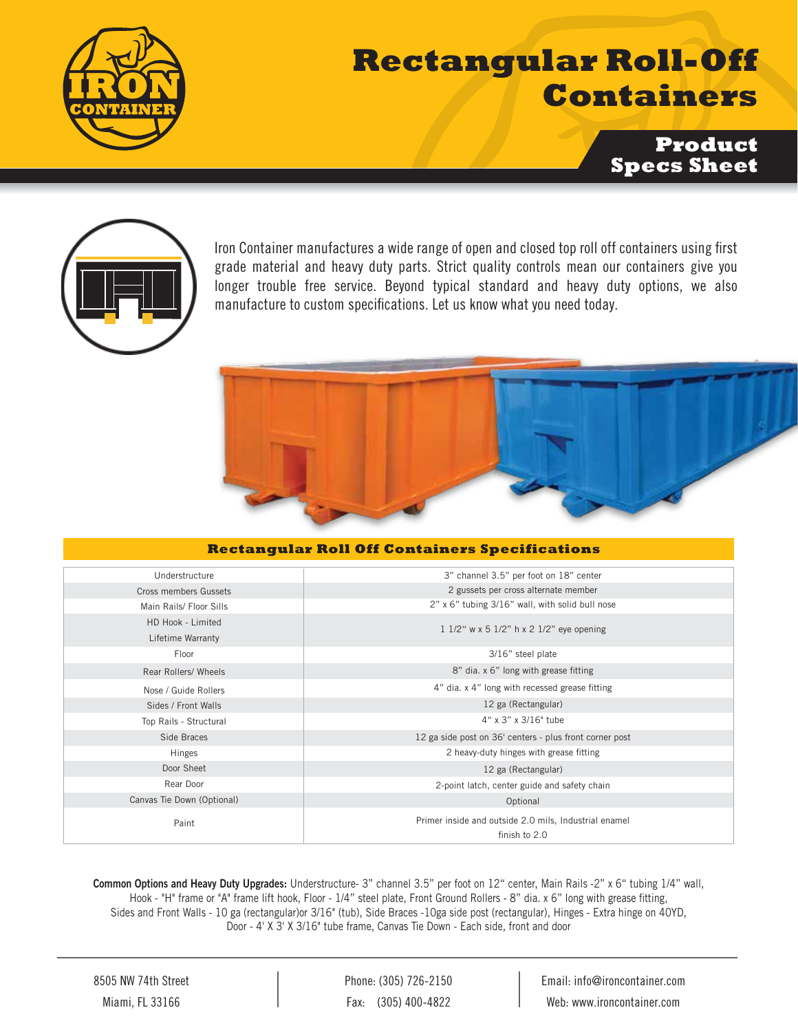# Rectangular Roll-Off Containers

## Product Specs Sheet

Iron Container manufactures a wide range of open and closed top roll off containers using first grade material and heavy duty parts. Strict quality controls mean our containers give you longer trouble free service. Beyond typical standard and heavy duty options, we also manufacture to custom specifications. Let us know what you need today.

### Rectangular Roll Off Containers Specifications

| | |
|---|---|
| Understructure | 3" channel 3.5" per foot on 18" center |
| Cross members Gussets | 2 gussets per cross alternate member |
| Main Rails/ Floor Sills | 2" x 6" tubing 3/16" wall, with solid bull nose |
| HD Hook - Limited Lifetime Warranty | 1 1/2" w x 5 1/2" h x 2 1/2" eye opening |
| Floor | 3/16" steel plate |
| Rear Rollers/ Wheels | 8" dia. x 6" long with grease fitting |
| Nose / Guide Rollers | 4" dia. x 4" long with recessed grease fitting |
| Sides / Front Walls | 12 ga (Rectangular) |
| Top Rails - Structural | 4" x 3" x 3/16" tube |
| Side Braces | 12 ga side post on 36' centers - plus front corner post |
| Hinges | 2 heavy-duty hinges with grease fitting |
| Door Sheet | 12 ga (Rectangular) |
| Rear Door | 2-point latch, center guide and safety chain |
| Canvas Tie Down (Optional) | Optional |
| Paint | Primer inside and outside 2.0 mils, Industrial enamel finish to 2.0 |

**Common Options and Heavy Duty Upgrades:** Understructure- 3" channel 3.5" per foot on 12" center, Main Rails -2" x 6" tubing 1/4" wall, Hook - "H" frame or "A" frame lift hook, Floor - 1/4" steel plate, Front Ground Rollers - 8" dia. x 6" long with grease fitting, Sides and Front Walls - 10 ga (rectangular)or 3/16" (tub), Side Braces -10ga side post (rectangular), Hinges - Extra hinge on 40YD, Door - 4' X 3' X 3/16" tube frame, Canvas Tie Down - Each side, front and door

8505 NW 74th Street
Miami, FL 33166

Phone: (305) 726-2150
Fax: (305) 400-4822

Email: info@ironcontainer.com
Web: www.ironcontainer.com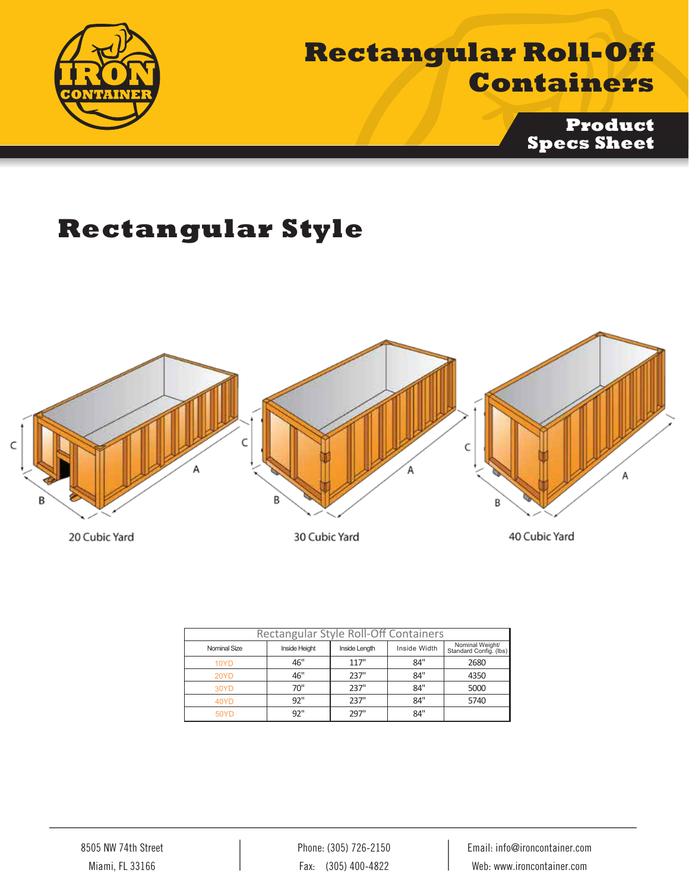# Rectangular Roll-Off Containers

## Product Specs Sheet

## Rectangular Style

C

A

B

20 Cubic Yard

C

A

B

30 Cubic Yard

C

A

B

40 Cubic Yard

| Rectangular Style Roll-Off Containers | | | | |
|---|---|---|---|---|
| Nominal Size | Inside Height | Inside Length | Inside Width | Nominal Weight/ Standard Config. (lbs) |
| 10YD | 46" | 117" | 84" | 2680 |
| 20YD | 46" | 237" | 84" | 4350 |
| 30YD | 70" | 237" | 84" | 5000 |
| 40YD | 92" | 237" | 84" | 5740 |
| 50YD | 92" | 297" | 84" | |

8505 NW 74th Street
Miami, FL 33166

Phone: (305) 726-2150
Fax: (305) 400-4822

Email: info@ironcontainer.com
Web: www.ironcontainer.com